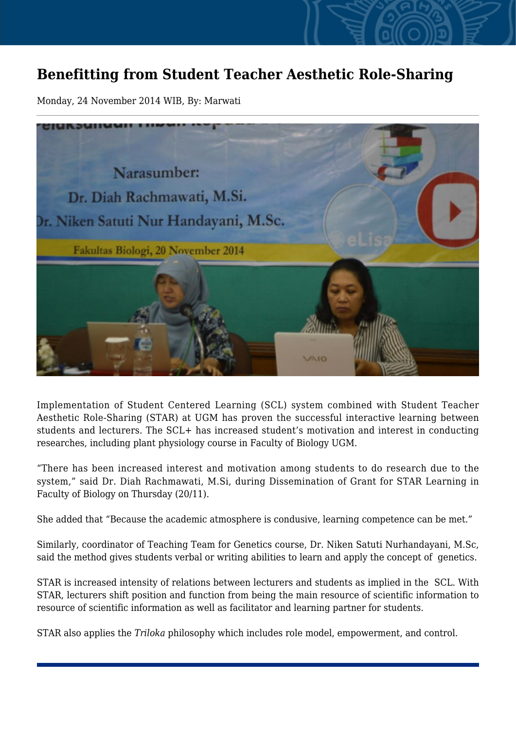# Benefitting from Student Teacher Aesthetic Role-Sharing

Monday, 24 November 2014 WIB, By: Marwati

Implementation of Student Centered Learning (SCL) system combined with Student Teacher Aesthetic Role-Sharing (STAR) at UGM has proven the successful interactive learning between students and lecturers. The SCL+ has increased student's motivation and interest in conducting researches, including plant physiology course in Faculty of Biology UGM.

"There has been increased interest and motivation among students to do research due to the system," said Dr. Diah Rachmawati, M.Si, during Dissemination of Grant for STAR Learning in Faculty of Biology on Thursday (20/11).

She added that "Because the academic atmosphere is condusive, learning competence can be met."

Similarly, coordinator of Teaching Team for Genetics course, Dr. Niken Satuti Nurhandayani, M.Sc, said the method gives students verbal or writing abilities to learn and apply the concept of genetics.

STAR is increased intensity of relations between lecturers and students as implied in the SCL. With STAR, lecturers shift position and function from being the main resource of scientific information to resource of scientific information as well as facilitator and learning partner for students.

STAR also applies the *Triloka* philosophy which includes role model, empowerment, and control.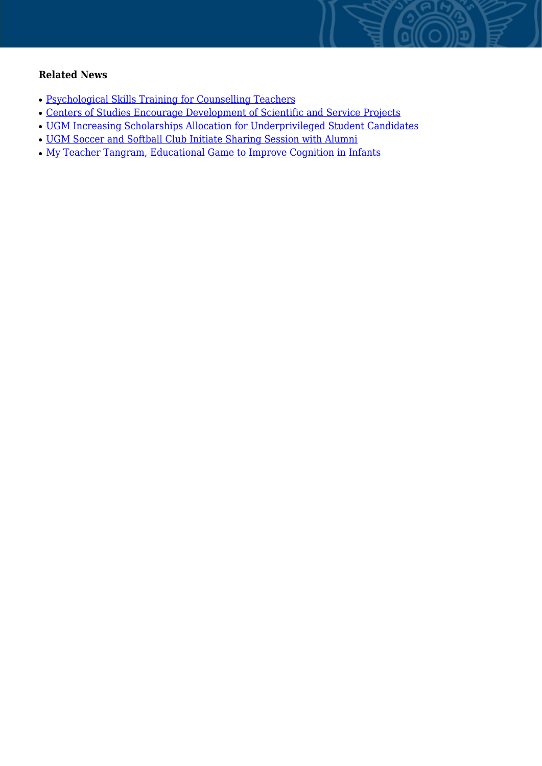### Related News

- Psychological Skills Training for Counselling Teachers
- Centers of Studies Encourage Development of Scientific and Service Projects
- UGM Increasing Scholarships Allocation for Underprivileged Student Candidates
- UGM Soccer and Softball Club Initiate Sharing Session with Alumni
- My Teacher Tangram, Educational Game to Improve Cognition in Infants